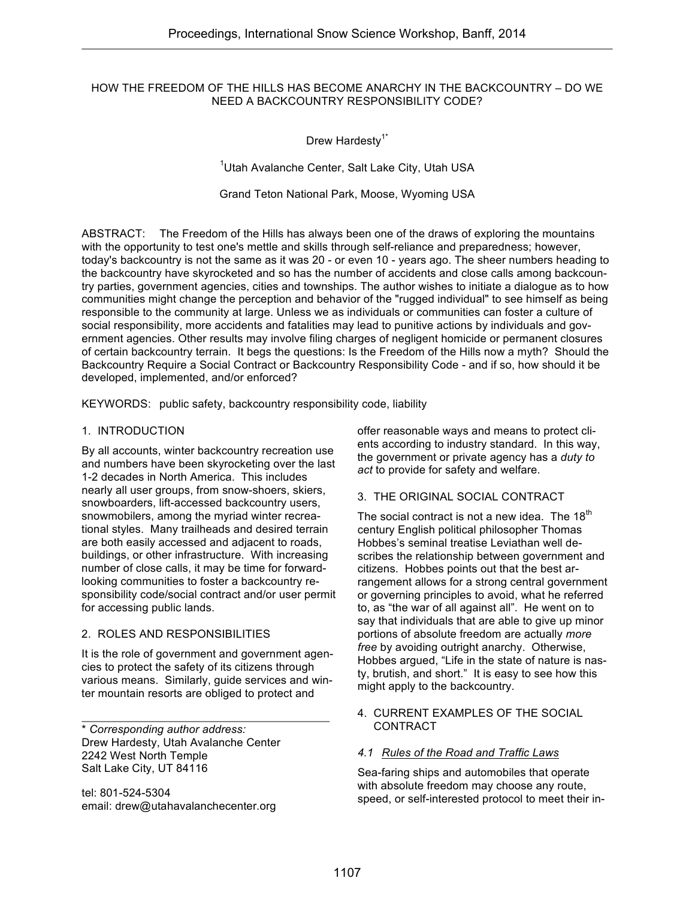// Proceedings header omitted

# HOW THE FREEDOM OF THE HILLS HAS BECOME ANARCHY IN THE BACKCOUNTRY – DO WE NEED A BACKCOUNTRY RESPONSIBILITY CODE?

Drew Hardesty[1*]

[1]Utah Avalanche Center, Salt Lake City, Utah USA

Grand Teton National Park, Moose, Wyoming USA

ABSTRACT: The Freedom of the Hills has always been one of the draws of exploring the mountains with the opportunity to test one's mettle and skills through self-reliance and preparedness; however, today's backcountry is not the same as it was 20 - or even 10 - years ago. The sheer numbers heading to the backcountry have skyrocketed and so has the number of accidents and close calls among backcountry parties, government agencies, cities and townships. The author wishes to initiate a dialogue as to how communities might change the perception and behavior of the "rugged individual" to see himself as being responsible to the community at large. Unless we as individuals or communities can foster a culture of social responsibility, more accidents and fatalities may lead to punitive actions by individuals and government agencies. Other results may involve filing charges of negligent homicide or permanent closures of certain backcountry terrain. It begs the questions: Is the Freedom of the Hills now a myth? Should the Backcountry Require a Social Contract or Backcountry Responsibility Code - and if so, how should it be developed, implemented, and/or enforced?

KEYWORDS: public safety, backcountry responsibility code, liability

## 1. INTRODUCTION

By all accounts, winter backcountry recreation use and numbers have been skyrocketing over the last 1-2 decades in North America. This includes nearly all user groups, from snow-shoers, skiers, snowboarders, lift-accessed backcountry users, snowmobilers, among the myriad winter recreational styles. Many trailheads and desired terrain are both easily accessed and adjacent to roads, buildings, or other infrastructure. With increasing number of close calls, it may be time for forward-looking communities to foster a backcountry responsibility code/social contract and/or user permit for accessing public lands.

## 2. ROLES AND RESPONSIBILITIES

It is the role of government and government agencies to protect the safety of its citizens through various means. Similarly, guide services and winter mountain resorts are obliged to protect and offer reasonable ways and means to protect clients according to industry standard. In this way, the government or private agency has a *duty to act* to provide for safety and welfare.

## 3. THE ORIGINAL SOCIAL CONTRACT

The social contract is not a new idea. The 18th century English political philosopher Thomas Hobbes's seminal treatise Leviathan well describes the relationship between government and citizens. Hobbes points out that the best arrangement allows for a strong central government or governing principles to avoid, what he referred to, as "the war of all against all". He went on to say that individuals that are able to give up minor portions of absolute freedom are actually *more free* by avoiding outright anarchy. Otherwise, Hobbes argued, "Life in the state of nature is nasty, brutish, and short." It is easy to see how this might apply to the backcountry.

## 4. CURRENT EXAMPLES OF THE SOCIAL CONTRACT

### 4.1 Rules of the Road and Traffic Laws

Sea-faring ships and automobiles that operate with absolute freedom may choose any route, speed, or self-interested protocol to meet their in-

---

\* *Corresponding author address:*
Drew Hardesty, Utah Avalanche Center
2242 West North Temple
Salt Lake City, UT 84116

tel: 801-524-5304
email: drew@utahavalanchecenter.org

# HOW THE FREEDOM OF THE HILLS HAS BECOME ANARCHY IN THE BACKCOUNTRY – DO WE NEED A BACKCOUNTRY RESPONSIBILITY CODE?

Drew Hardesty[1*]

[1]Utah Avalanche Center, Salt Lake City, Utah USA

Grand Teton National Park, Moose, Wyoming USA

ABSTRACT: The Freedom of the Hills has always been one of the draws of exploring the mountains with the opportunity to test one's mettle and skills through self-reliance and preparedness; however, today's backcountry is not the same as it was 20 - or even 10 - years ago. The sheer numbers heading to the backcountry have skyrocketed and so has the number of accidents and close calls among backcountry parties, government agencies, cities and townships. The author wishes to initiate a dialogue as to how communities might change the perception and behavior of the "rugged individual" to see himself as being responsible to the community at large. Unless we as individuals or communities can foster a culture of social responsibility, more accidents and fatalities may lead to punitive actions by individuals and government agencies. Other results may involve filing charges of negligent homicide or permanent closures of certain backcountry terrain. It begs the questions: Is the Freedom of the Hills now a myth? Should the Backcountry Require a Social Contract or Backcountry Responsibility Code - and if so, how should it be developed, implemented, and/or enforced?

KEYWORDS: public safety, backcountry responsibility code, liability

## 1. INTRODUCTION

By all accounts, winter backcountry recreation use and numbers have been skyrocketing over the last 1-2 decades in North America. This includes nearly all user groups, from snow-shoers, skiers, snowboarders, lift-accessed backcountry users, snowmobilers, among the myriad winter recreational styles. Many trailheads and desired terrain are both easily accessed and adjacent to roads, buildings, or other infrastructure. With increasing number of close calls, it may be time for forward-looking communities to foster a backcountry responsibility code/social contract and/or user permit for accessing public lands.

## 2. ROLES AND RESPONSIBILITIES

It is the role of government and government agencies to protect the safety of its citizens through various means. Similarly, guide services and winter mountain resorts are obliged to protect and offer reasonable ways and means to protect clients according to industry standard. In this way, the government or private agency has a *duty to act* to provide for safety and welfare.

## 3. THE ORIGINAL SOCIAL CONTRACT

The social contract is not a new idea. The 18th century English political philosopher Thomas Hobbes's seminal treatise Leviathan well describes the relationship between government and citizens. Hobbes points out that the best arrangement allows for a strong central government or governing principles to avoid, what he referred to, as "the war of all against all". He went on to say that individuals that are able to give up minor portions of absolute freedom are actually *more free* by avoiding outright anarchy. Otherwise, Hobbes argued, "Life in the state of nature is nasty, brutish, and short." It is easy to see how this might apply to the backcountry.

## 4. CURRENT EXAMPLES OF THE SOCIAL CONTRACT

### 4.1 Rules of the Road and Traffic Laws

Sea-faring ships and automobiles that operate with absolute freedom may choose any route, speed, or self-interested protocol to meet their in-

---

\* *Corresponding author address:*
Drew Hardesty, Utah Avalanche Center
2242 West North Temple
Salt Lake City, UT 84116

tel: 801-524-5304
email: drew@utahavalanchecenter.org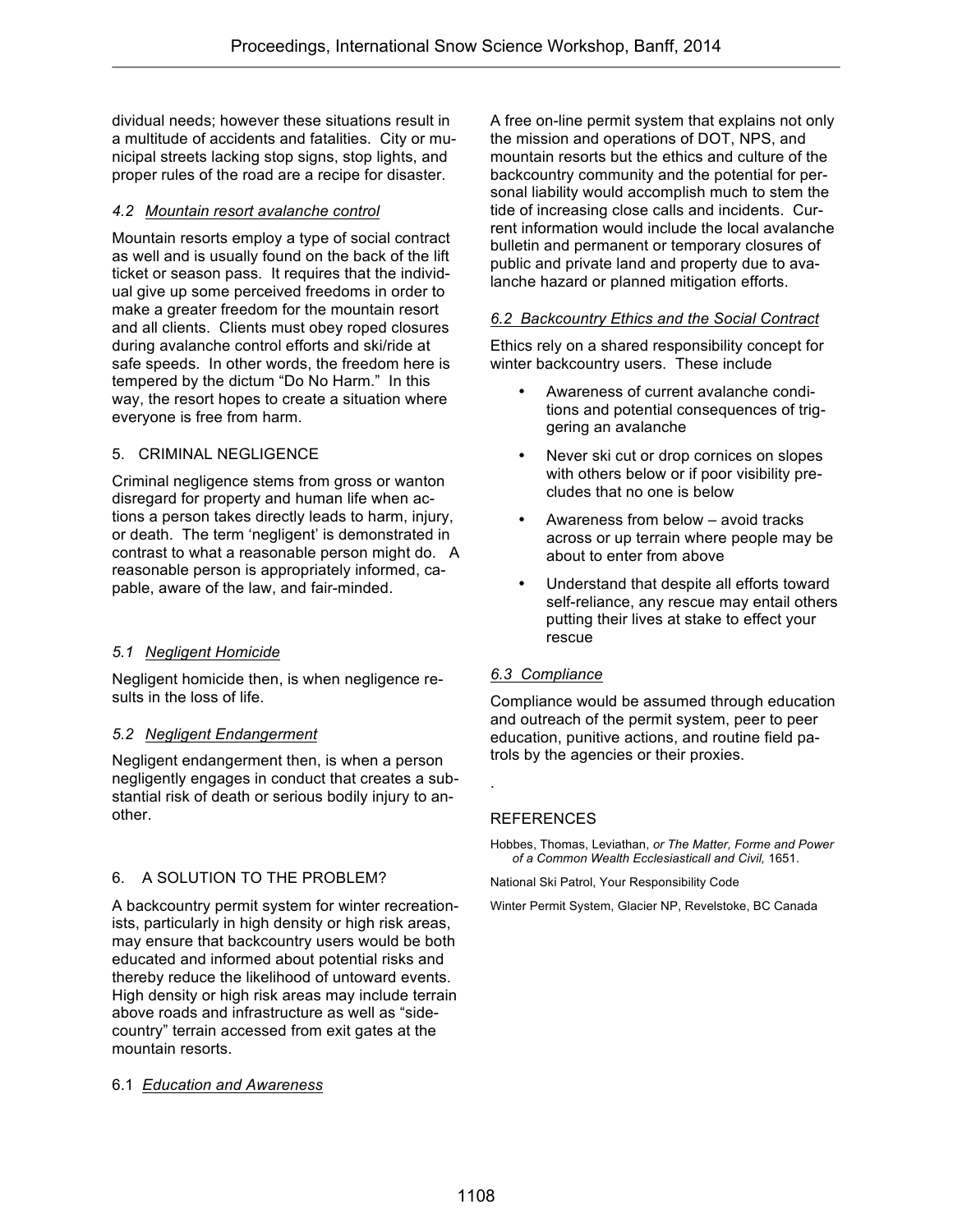dividual needs; however these situations result in a multitude of accidents and fatalities. City or municipal streets lacking stop signs, stop lights, and proper rules of the road are a recipe for disaster.

### *4.2 Mountain resort avalanche control*

Mountain resorts employ a type of social contract as well and is usually found on the back of the lift ticket or season pass. It requires that the individual give up some perceived freedoms in order to make a greater freedom for the mountain resort and all clients. Clients must obey roped closures during avalanche control efforts and ski/ride at safe speeds. In other words, the freedom here is tempered by the dictum "Do No Harm." In this way, the resort hopes to create a situation where everyone is free from harm.

## 5. CRIMINAL NEGLIGENCE

Criminal negligence stems from gross or wanton disregard for property and human life when actions a person takes directly leads to harm, injury, or death. The term 'negligent' is demonstrated in contrast to what a reasonable person might do. A reasonable person is appropriately informed, capable, aware of the law, and fair-minded.

### *5.1 Negligent Homicide*

Negligent homicide then, is when negligence results in the loss of life.

### *5.2 Negligent Endangerment*

Negligent endangerment then, is when a person negligently engages in conduct that creates a substantial risk of death or serious bodily injury to another.

## 6. A SOLUTION TO THE PROBLEM?

A backcountry permit system for winter recreationists, particularly in high density or high risk areas, may ensure that backcountry users would be both educated and informed about potential risks and thereby reduce the likelihood of untoward events. High density or high risk areas may include terrain above roads and infrastructure as well as "sidecountry" terrain accessed from exit gates at the mountain resorts.

### 6.1 *Education and Awareness*

A free on-line permit system that explains not only the mission and operations of DOT, NPS, and mountain resorts but the ethics and culture of the backcountry community and the potential for personal liability would accomplish much to stem the tide of increasing close calls and incidents. Current information would include the local avalanche bulletin and permanent or temporary closures of public and private land and property due to avalanche hazard or planned mitigation efforts.

### *6.2 Backcountry Ethics and the Social Contract*

Ethics rely on a shared responsibility concept for winter backcountry users. These include

- Awareness of current avalanche conditions and potential consequences of triggering an avalanche
- Never ski cut or drop cornices on slopes with others below or if poor visibility precludes that no one is below
- Awareness from below – avoid tracks across or up terrain where people may be about to enter from above
- Understand that despite all efforts toward self-reliance, any rescue may entail others putting their lives at stake to effect your rescue

### *6.3 Compliance*

Compliance would be assumed through education and outreach of the permit system, peer to peer education, punitive actions, and routine field patrols by the agencies or their proxies.

.

## REFERENCES

Hobbes, Thomas, Leviathan, *or The Matter, Forme and Power of a Common Wealth Ecclesiasticall and Civil,* 1651.

National Ski Patrol, Your Responsibility Code

Winter Permit System, Glacier NP, Revelstoke, BC Canada